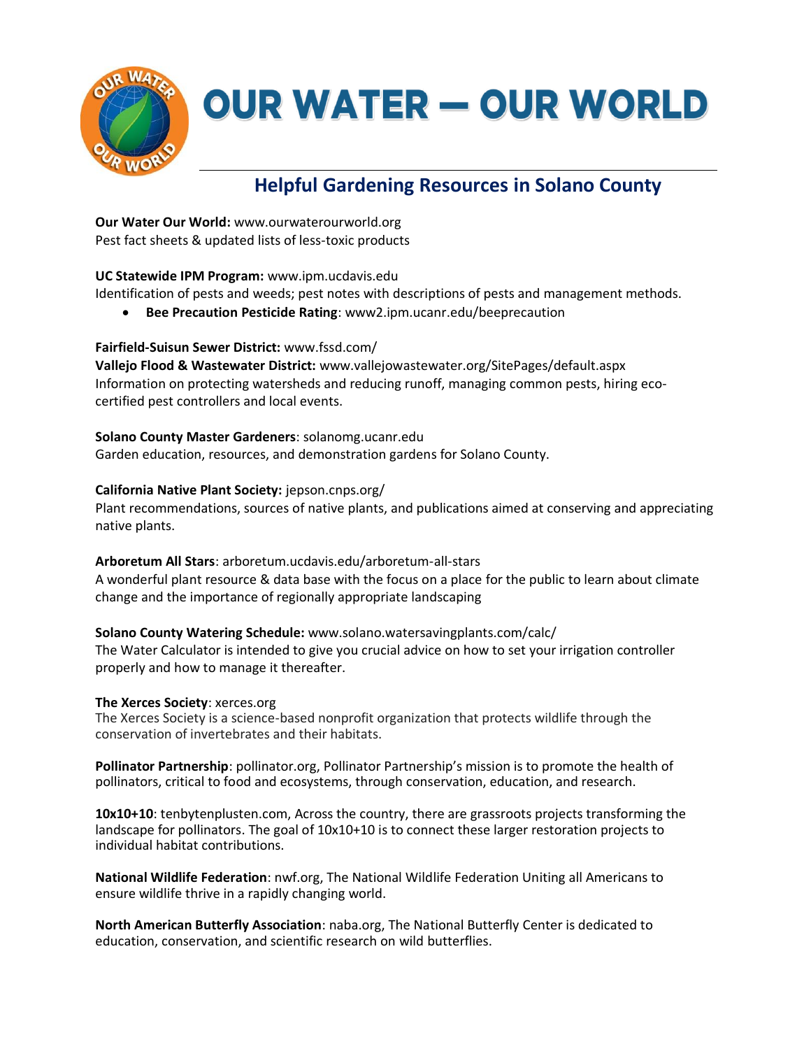# OUR WATER — OUR WORLD

## Helpful Gardening Resources in Solano County

**Our Water Our World:** www.ourwaterourworld.org
Pest fact sheets & updated lists of less-toxic products

**UC Statewide IPM Program:** www.ipm.ucdavis.edu
Identification of pests and weeds; pest notes with descriptions of pests and management methods.

- **Bee Precaution Pesticide Rating**: www2.ipm.ucanr.edu/beeprecaution

**Fairfield-Suisun Sewer District:** www.fssd.com/
**Vallejo Flood & Wastewater District:** www.vallejowastewater.org/SitePages/default.aspx
Information on protecting watersheds and reducing runoff, managing common pests, hiring eco-certified pest controllers and local events.

**Solano County Master Gardeners**: solanomg.ucanr.edu
Garden education, resources, and demonstration gardens for Solano County.

**California Native Plant Society:** jepson.cnps.org/
Plant recommendations, sources of native plants, and publications aimed at conserving and appreciating native plants.

**Arboretum All Stars**: arboretum.ucdavis.edu/arboretum-all-stars
A wonderful plant resource & data base with the focus on a place for the public to learn about climate change and the importance of regionally appropriate landscaping

**Solano County Watering Schedule:** www.solano.watersavingplants.com/calc/
The Water Calculator is intended to give you crucial advice on how to set your irrigation controller properly and how to manage it thereafter.

**The Xerces Society**: xerces.org
The Xerces Society is a science-based nonprofit organization that protects wildlife through the conservation of invertebrates and their habitats.

**Pollinator Partnership**: pollinator.org, Pollinator Partnership's mission is to promote the health of pollinators, critical to food and ecosystems, through conservation, education, and research.

**10x10+10**: tenbytenplusten.com, Across the country, there are grassroots projects transforming the landscape for pollinators. The goal of 10x10+10 is to connect these larger restoration projects to individual habitat contributions.

**National Wildlife Federation**: nwf.org, The National Wildlife Federation Uniting all Americans to ensure wildlife thrive in a rapidly changing world.

**North American Butterfly Association**: naba.org, The National Butterfly Center is dedicated to education, conservation, and scientific research on wild butterflies.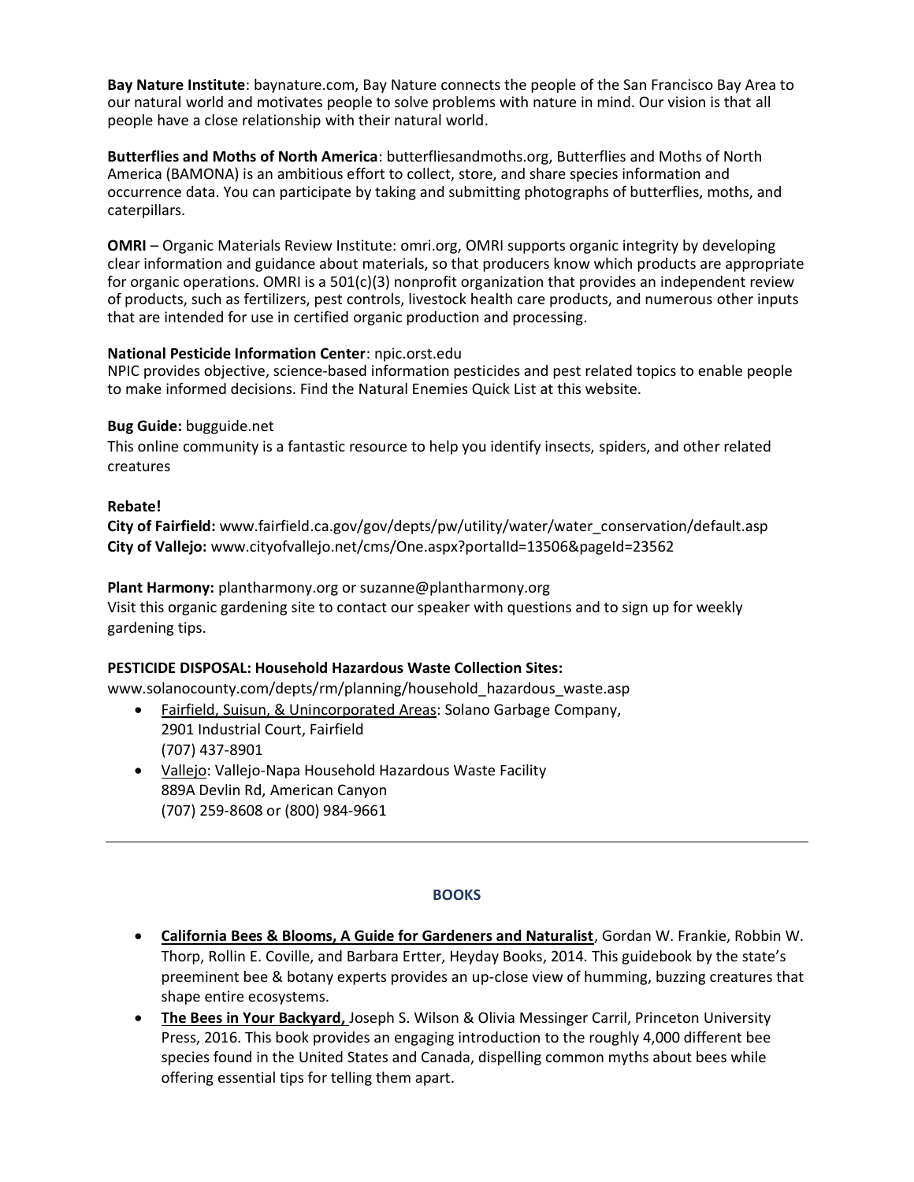**Bay Nature Institute**: baynature.com, Bay Nature connects the people of the San Francisco Bay Area to our natural world and motivates people to solve problems with nature in mind. Our vision is that all people have a close relationship with their natural world.

**Butterflies and Moths of North America**: butterfliesandmoths.org, Butterflies and Moths of North America (BAMONA) is an ambitious effort to collect, store, and share species information and occurrence data. You can participate by taking and submitting photographs of butterflies, moths, and caterpillars.

**OMRI** – Organic Materials Review Institute: omri.org, OMRI supports organic integrity by developing clear information and guidance about materials, so that producers know which products are appropriate for organic operations. OMRI is a 501(c)(3) nonprofit organization that provides an independent review of products, such as fertilizers, pest controls, livestock health care products, and numerous other inputs that are intended for use in certified organic production and processing.

**National Pesticide Information Center**: npic.orst.edu
NPIC provides objective, science-based information pesticides and pest related topics to enable people to make informed decisions. Find the Natural Enemies Quick List at this website.

**Bug Guide:** bugguide.net
This online community is a fantastic resource to help you identify insects, spiders, and other related creatures

**Rebate!**
**City of Fairfield:** www.fairfield.ca.gov/gov/depts/pw/utility/water/water_conservation/default.asp
**City of Vallejo:** www.cityofvallejo.net/cms/One.aspx?portalId=13506&pageId=23562

**Plant Harmony:** plantharmony.org or suzanne@plantharmony.org
Visit this organic gardening site to contact our speaker with questions and to sign up for weekly gardening tips.

**PESTICIDE DISPOSAL: Household Hazardous Waste Collection Sites:**
www.solanocounty.com/depts/rm/planning/household_hazardous_waste.asp

- Fairfield, Suisun, & Unincorporated Areas: Solano Garbage Company,
  2901 Industrial Court, Fairfield
  (707) 437-8901
- Vallejo: Vallejo-Napa Household Hazardous Waste Facility
  889A Devlin Rd, American Canyon
  (707) 259-8608 or (800) 984-9661

---

## BOOKS

- **California Bees & Blooms, A Guide for Gardeners and Naturalist**, Gordan W. Frankie, Robbin W. Thorp, Rollin E. Coville, and Barbara Ertter, Heyday Books, 2014. This guidebook by the state's preeminent bee & botany experts provides an up-close view of humming, buzzing creatures that shape entire ecosystems.
- **The Bees in Your Backyard,** Joseph S. Wilson & Olivia Messinger Carril, Princeton University Press, 2016. This book provides an engaging introduction to the roughly 4,000 different bee species found in the United States and Canada, dispelling common myths about bees while offering essential tips for telling them apart.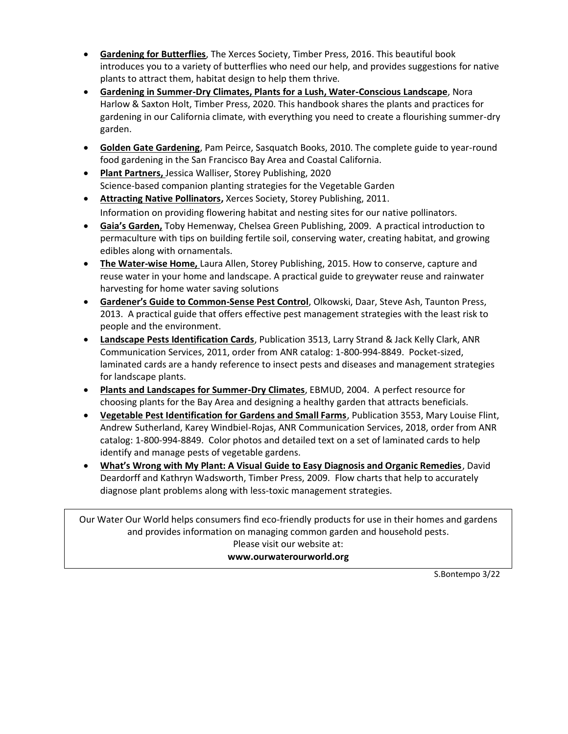- **Gardening for Butterflies**, The Xerces Society, Timber Press, 2016. This beautiful book introduces you to a variety of butterflies who need our help, and provides suggestions for native plants to attract them, habitat design to help them thrive.
- **Gardening in Summer-Dry Climates, Plants for a Lush, Water-Conscious Landscape**, Nora Harlow & Saxton Holt, Timber Press, 2020. This handbook shares the plants and practices for gardening in our California climate, with everything you need to create a flourishing summer-dry garden.
- **Golden Gate Gardening**, Pam Peirce, Sasquatch Books, 2010. The complete guide to year-round food gardening in the San Francisco Bay Area and Coastal California.
- **Plant Partners,** Jessica Walliser, Storey Publishing, 2020 Science-based companion planting strategies for the Vegetable Garden
- **Attracting Native Pollinators,** Xerces Society, Storey Publishing, 2011. Information on providing flowering habitat and nesting sites for our native pollinators.
- **Gaia's Garden,** Toby Hemenway, Chelsea Green Publishing, 2009. A practical introduction to permaculture with tips on building fertile soil, conserving water, creating habitat, and growing edibles along with ornamentals.
- **The Water-wise Home,** Laura Allen, Storey Publishing, 2015. How to conserve, capture and reuse water in your home and landscape. A practical guide to greywater reuse and rainwater harvesting for home water saving solutions
- **Gardener's Guide to Common-Sense Pest Control**, Olkowski, Daar, Steve Ash, Taunton Press, 2013. A practical guide that offers effective pest management strategies with the least risk to people and the environment.
- **Landscape Pests Identification Cards**, Publication 3513, Larry Strand & Jack Kelly Clark, ANR Communication Services, 2011, order from ANR catalog: 1-800-994-8849. Pocket-sized, laminated cards are a handy reference to insect pests and diseases and management strategies for landscape plants.
- **Plants and Landscapes for Summer-Dry Climates**, EBMUD, 2004. A perfect resource for choosing plants for the Bay Area and designing a healthy garden that attracts beneficials.
- **Vegetable Pest Identification for Gardens and Small Farms**, Publication 3553, Mary Louise Flint, Andrew Sutherland, Karey Windbiel-Rojas, ANR Communication Services, 2018, order from ANR catalog: 1-800-994-8849. Color photos and detailed text on a set of laminated cards to help identify and manage pests of vegetable gardens.
- **What's Wrong with My Plant: A Visual Guide to Easy Diagnosis and Organic Remedies**, David Deardorff and Kathryn Wadsworth, Timber Press, 2009. Flow charts that help to accurately diagnose plant problems along with less-toxic management strategies.

Our Water Our World helps consumers find eco-friendly products for use in their homes and gardens and provides information on managing common garden and household pests.
Please visit our website at:
**www.ourwaterourworld.org**

S.Bontempo 3/22